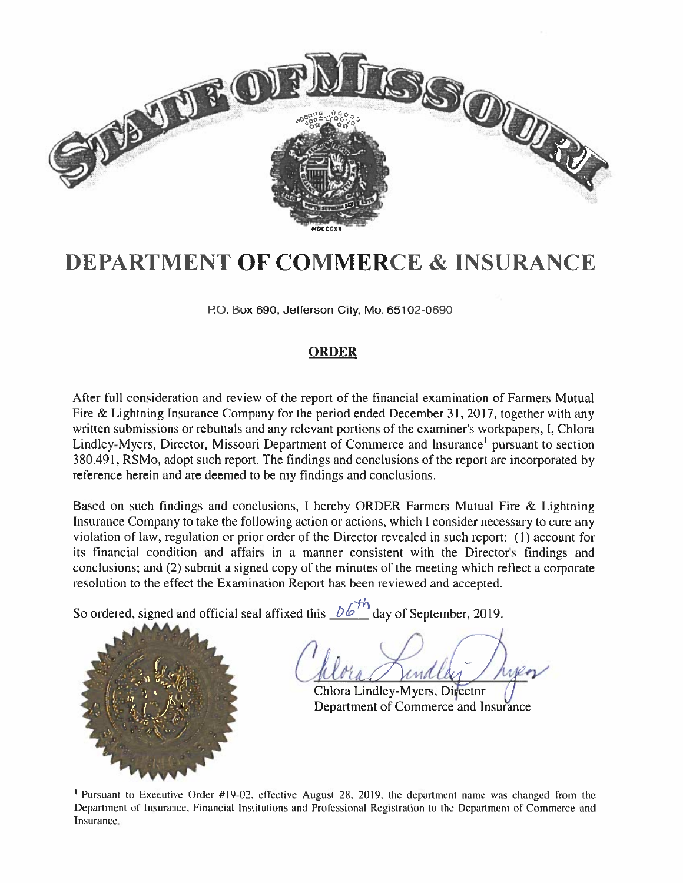# STATE OF MISSOURI

# DEPARTMENT OF COMMERCE & INSURANCE

P.O. Box 690, Jefferson City, Mo. 65102-0690

## ORDER

After full consideration and review of the report of the financial examination of Farmers Mutual Fire & Lightning Insurance Company for the period ended December 31, 2017, together with any written submissions or rebuttals and any relevant portions of the examiner's workpapers, I, Chlora Lindley-Myers, Director, Missouri Department of Commerce and Insurance[1] pursuant to section 380.491, RSMo, adopt such report. The findings and conclusions of the report are incorporated by reference herein and are deemed to be my findings and conclusions.

Based on such findings and conclusions, I hereby ORDER Farmers Mutual Fire & Lightning Insurance Company to take the following action or actions, which I consider necessary to cure any violation of law, regulation or prior order of the Director revealed in such report: (1) account for its financial condition and affairs in a manner consistent with the Director's findings and conclusions; and (2) submit a signed copy of the minutes of the meeting which reflect a corporate resolution to the effect the Examination Report has been reviewed and accepted.

So ordered, signed and official seal affixed this 06th day of September, 2019.

Chlora Lindley-Myers, Director
Department of Commerce and Insurance

[1] Pursuant to Executive Order #19-02, effective August 28, 2019, the department name was changed from the Department of Insurance, Financial Institutions and Professional Registration to the Department of Commerce and Insurance.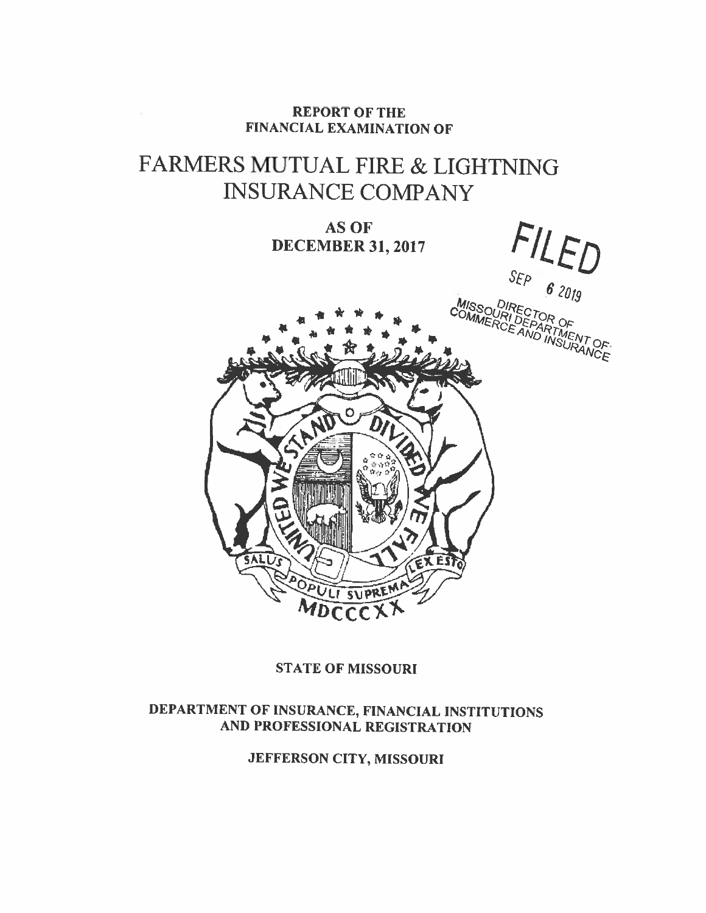**REPORT OF THE FINANCIAL EXAMINATION OF**

# FARMERS MUTUAL FIRE & LIGHTNING INSURANCE COMPANY

**AS OF DECEMBER 31, 2017**

FILED

SEP 6 2019

MISSOURI DIRECTOR OF COMMERCE AND INSURANCE
DEPARTMENT OF

UNITED WE STAND DIVIDED WE FALL

SALUS POPULI SUPREMA LEX ESTO

MDCCCXX

**STATE OF MISSOURI**

**DEPARTMENT OF INSURANCE, FINANCIAL INSTITUTIONS AND PROFESSIONAL REGISTRATION**

**JEFFERSON CITY, MISSOURI**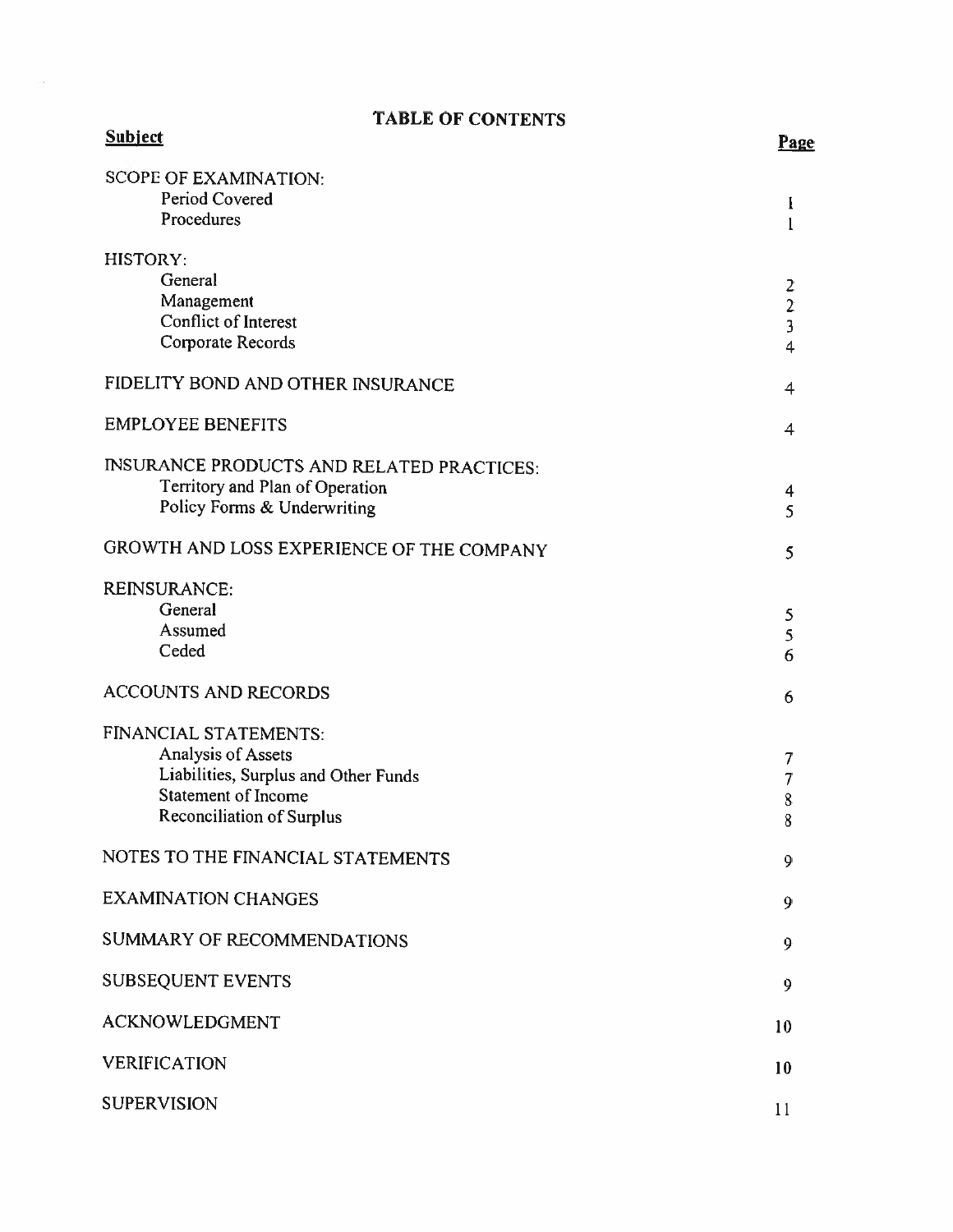# TABLE OF CONTENTS

| Subject | Page |
|---|---|
| SCOPE OF EXAMINATION: | |
| Period Covered | 1 |
| Procedures | 1 |
| HISTORY: | |
| General | 2 |
| Management | 2 |
| Conflict of Interest | 3 |
| Corporate Records | 4 |
| FIDELITY BOND AND OTHER INSURANCE | 4 |
| EMPLOYEE BENEFITS | 4 |
| INSURANCE PRODUCTS AND RELATED PRACTICES: | |
| Territory and Plan of Operation | 4 |
| Policy Forms & Underwriting | 5 |
| GROWTH AND LOSS EXPERIENCE OF THE COMPANY | 5 |
| REINSURANCE: | |
| General | 5 |
| Assumed | 5 |
| Ceded | 6 |
| ACCOUNTS AND RECORDS | 6 |
| FINANCIAL STATEMENTS: | |
| Analysis of Assets | 7 |
| Liabilities, Surplus and Other Funds | 7 |
| Statement of Income | 8 |
| Reconciliation of Surplus | 8 |
| NOTES TO THE FINANCIAL STATEMENTS | 9 |
| EXAMINATION CHANGES | 9 |
| SUMMARY OF RECOMMENDATIONS | 9 |
| SUBSEQUENT EVENTS | 9 |
| ACKNOWLEDGMENT | 10 |
| VERIFICATION | 10 |
| SUPERVISION | 11 |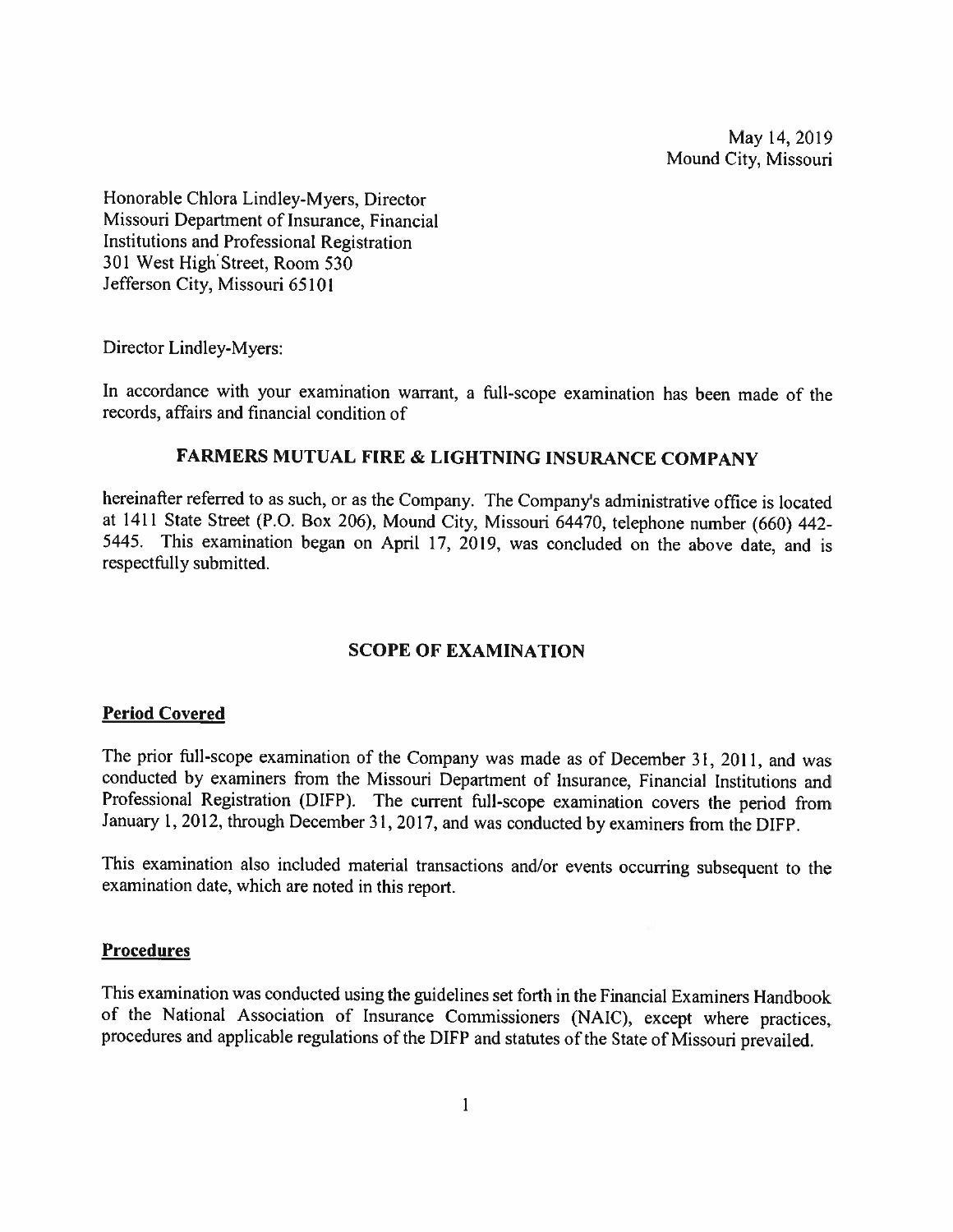May 14, 2019
Mound City, Missouri

Honorable Chlora Lindley-Myers, Director
Missouri Department of Insurance, Financial
Institutions and Professional Registration
301 West High Street, Room 530
Jefferson City, Missouri 65101

Director Lindley-Myers:

In accordance with your examination warrant, a full-scope examination has been made of the records, affairs and financial condition of

**FARMERS MUTUAL FIRE & LIGHTNING INSURANCE COMPANY**

hereinafter referred to as such, or as the Company. The Company's administrative office is located at 1411 State Street (P.O. Box 206), Mound City, Missouri 64470, telephone number (660) 442-5445. This examination began on April 17, 2019, was concluded on the above date, and is respectfully submitted.

## SCOPE OF EXAMINATION

### Period Covered

The prior full-scope examination of the Company was made as of December 31, 2011, and was conducted by examiners from the Missouri Department of Insurance, Financial Institutions and Professional Registration (DIFP). The current full-scope examination covers the period from January 1, 2012, through December 31, 2017, and was conducted by examiners from the DIFP.

This examination also included material transactions and/or events occurring subsequent to the examination date, which are noted in this report.

### Procedures

This examination was conducted using the guidelines set forth in the Financial Examiners Handbook of the National Association of Insurance Commissioners (NAIC), except where practices, procedures and applicable regulations of the DIFP and statutes of the State of Missouri prevailed.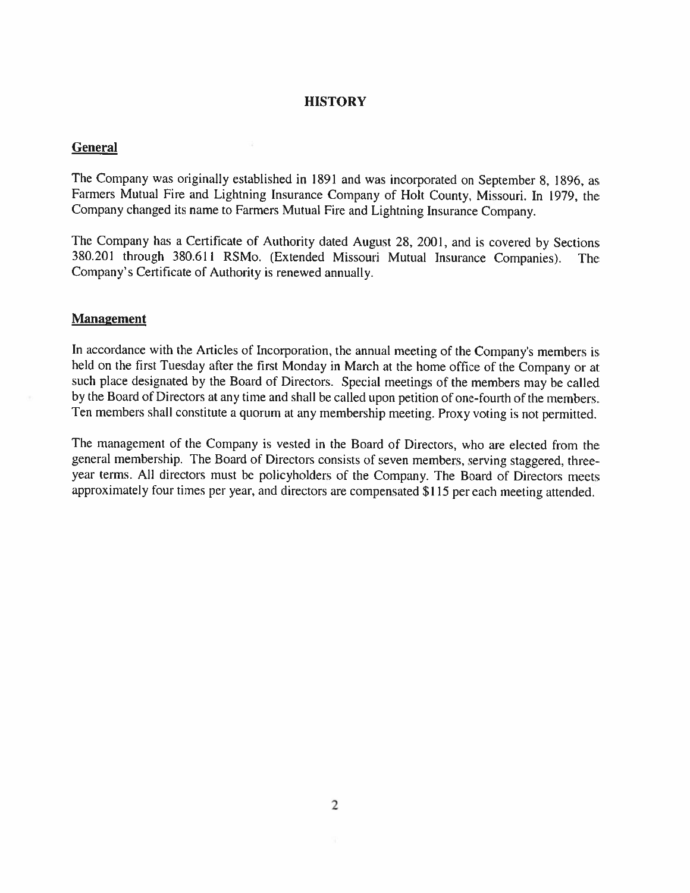# HISTORY

## General

The Company was originally established in 1891 and was incorporated on September 8, 1896, as Farmers Mutual Fire and Lightning Insurance Company of Holt County, Missouri. In 1979, the Company changed its name to Farmers Mutual Fire and Lightning Insurance Company.

The Company has a Certificate of Authority dated August 28, 2001, and is covered by Sections 380.201 through 380.611 RSMo. (Extended Missouri Mutual Insurance Companies). The Company's Certificate of Authority is renewed annually.

## Management

In accordance with the Articles of Incorporation, the annual meeting of the Company's members is held on the first Tuesday after the first Monday in March at the home office of the Company or at such place designated by the Board of Directors. Special meetings of the members may be called by the Board of Directors at any time and shall be called upon petition of one-fourth of the members. Ten members shall constitute a quorum at any membership meeting. Proxy voting is not permitted.

The management of the Company is vested in the Board of Directors, who are elected from the general membership. The Board of Directors consists of seven members, serving staggered, three-year terms. All directors must be policyholders of the Company. The Board of Directors meets approximately four times per year, and directors are compensated $115 per each meeting attended.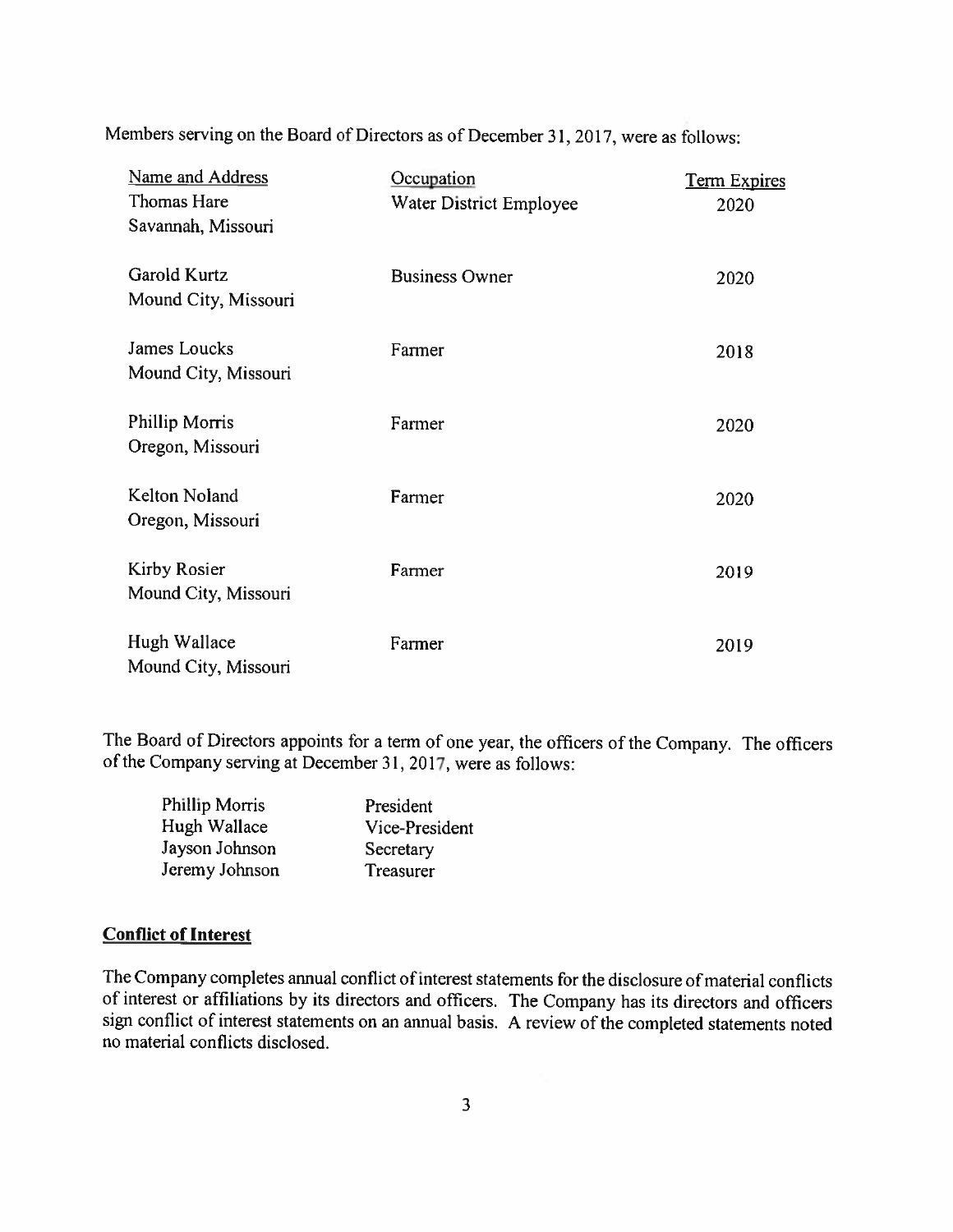Members serving on the Board of Directors as of December 31, 2017, were as follows:

| Name and Address | Occupation | Term Expires |
|---|---|---|
| Thomas Hare<br>Savannah, Missouri | Water District Employee | 2020 |
| Garold Kurtz<br>Mound City, Missouri | Business Owner | 2020 |
| James Loucks<br>Mound City, Missouri | Farmer | 2018 |
| Phillip Morris<br>Oregon, Missouri | Farmer | 2020 |
| Kelton Noland<br>Oregon, Missouri | Farmer | 2020 |
| Kirby Rosier<br>Mound City, Missouri | Farmer | 2019 |
| Hugh Wallace<br>Mound City, Missouri | Farmer | 2019 |

The Board of Directors appoints for a term of one year, the officers of the Company. The officers of the Company serving at December 31, 2017, were as follows:

| | |
|---|---|
| Phillip Morris | President |
| Hugh Wallace | Vice-President |
| Jayson Johnson | Secretary |
| Jeremy Johnson | Treasurer |

## Conflict of Interest

The Company completes annual conflict of interest statements for the disclosure of material conflicts of interest or affiliations by its directors and officers. The Company has its directors and officers sign conflict of interest statements on an annual basis. A review of the completed statements noted no material conflicts disclosed.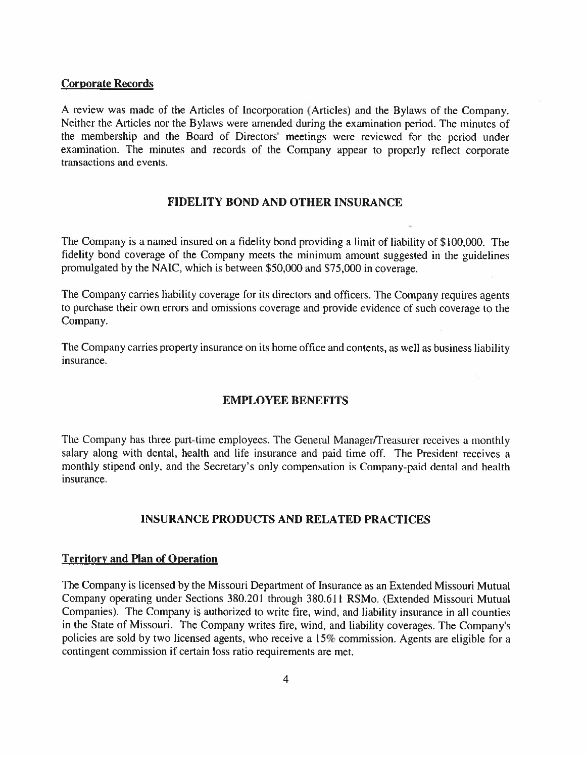### Corporate Records

A review was made of the Articles of Incorporation (Articles) and the Bylaws of the Company. Neither the Articles nor the Bylaws were amended during the examination period. The minutes of the membership and the Board of Directors' meetings were reviewed for the period under examination. The minutes and records of the Company appear to properly reflect corporate transactions and events.

## FIDELITY BOND AND OTHER INSURANCE

The Company is a named insured on a fidelity bond providing a limit of liability of $100,000. The fidelity bond coverage of the Company meets the minimum amount suggested in the guidelines promulgated by the NAIC, which is between $50,000 and $75,000 in coverage.

The Company carries liability coverage for its directors and officers. The Company requires agents to purchase their own errors and omissions coverage and provide evidence of such coverage to the Company.

The Company carries property insurance on its home office and contents, as well as business liability insurance.

## EMPLOYEE BENEFITS

The Company has three part-time employees. The General Manager/Treasurer receives a monthly salary along with dental, health and life insurance and paid time off. The President receives a monthly stipend only, and the Secretary's only compensation is Company-paid dental and health insurance.

## INSURANCE PRODUCTS AND RELATED PRACTICES

### Territory and Plan of Operation

The Company is licensed by the Missouri Department of Insurance as an Extended Missouri Mutual Company operating under Sections 380.201 through 380.611 RSMo. (Extended Missouri Mutual Companies). The Company is authorized to write fire, wind, and liability insurance in all counties in the State of Missouri. The Company writes fire, wind, and liability coverages. The Company's policies are sold by two licensed agents, who receive a 15% commission. Agents are eligible for a contingent commission if certain loss ratio requirements are met.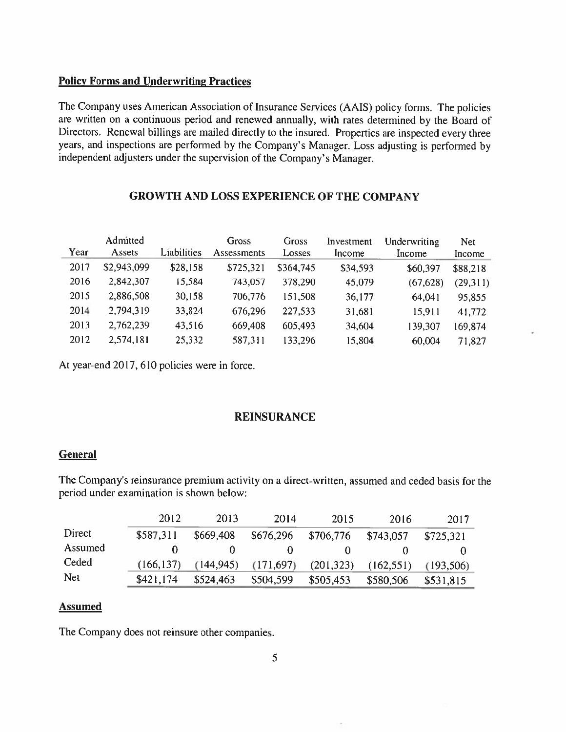### Policy Forms and Underwriting Practices

The Company uses American Association of Insurance Services (AAIS) policy forms. The policies are written on a continuous period and renewed annually, with rates determined by the Board of Directors. Renewal billings are mailed directly to the insured. Properties are inspected every three years, and inspections are performed by the Company's Manager. Loss adjusting is performed by independent adjusters under the supervision of the Company's Manager.

## GROWTH AND LOSS EXPERIENCE OF THE COMPANY

| Year | Admitted Assets | Liabilities | Gross Assessments | Gross Losses | Investment Income | Underwriting Income | Net Income |
|---|---|---|---|---|---|---|---|
| 2017 | $2,943,099 | $28,158 | $725,321 | $364,745 | $34,593 | $60,397 | $88,218 |
| 2016 | 2,842,307 | 15,584 | 743,057 | 378,290 | 45,079 | (67,628) | (29,311) |
| 2015 | 2,886,508 | 30,158 | 706,776 | 151,508 | 36,177 | 64,041 | 95,855 |
| 2014 | 2,794,319 | 33,824 | 676,296 | 227,533 | 31,681 | 15,911 | 41,772 |
| 2013 | 2,762,239 | 43,516 | 669,408 | 605,493 | 34,604 | 139,307 | 169,874 |
| 2012 | 2,574,181 | 25,332 | 587,311 | 133,296 | 15,804 | 60,004 | 71,827 |

At year-end 2017, 610 policies were in force.

## REINSURANCE

### General

The Company's reinsurance premium activity on a direct-written, assumed and ceded basis for the period under examination is shown below:

| | 2012 | 2013 | 2014 | 2015 | 2016 | 2017 |
|---|---|---|---|---|---|---|
| Direct | $587,311 | $669,408 | $676,296 | $706,776 | $743,057 | $725,321 |
| Assumed | 0 | 0 | 0 | 0 | 0 | 0 |
| Ceded | (166,137) | (144,945) | (171,697) | (201,323) | (162,551) | (193,506) |
| Net | $421,174 | $524,463 | $504,599 | $505,453 | $580,506 | $531,815 |

### Assumed

The Company does not reinsure other companies.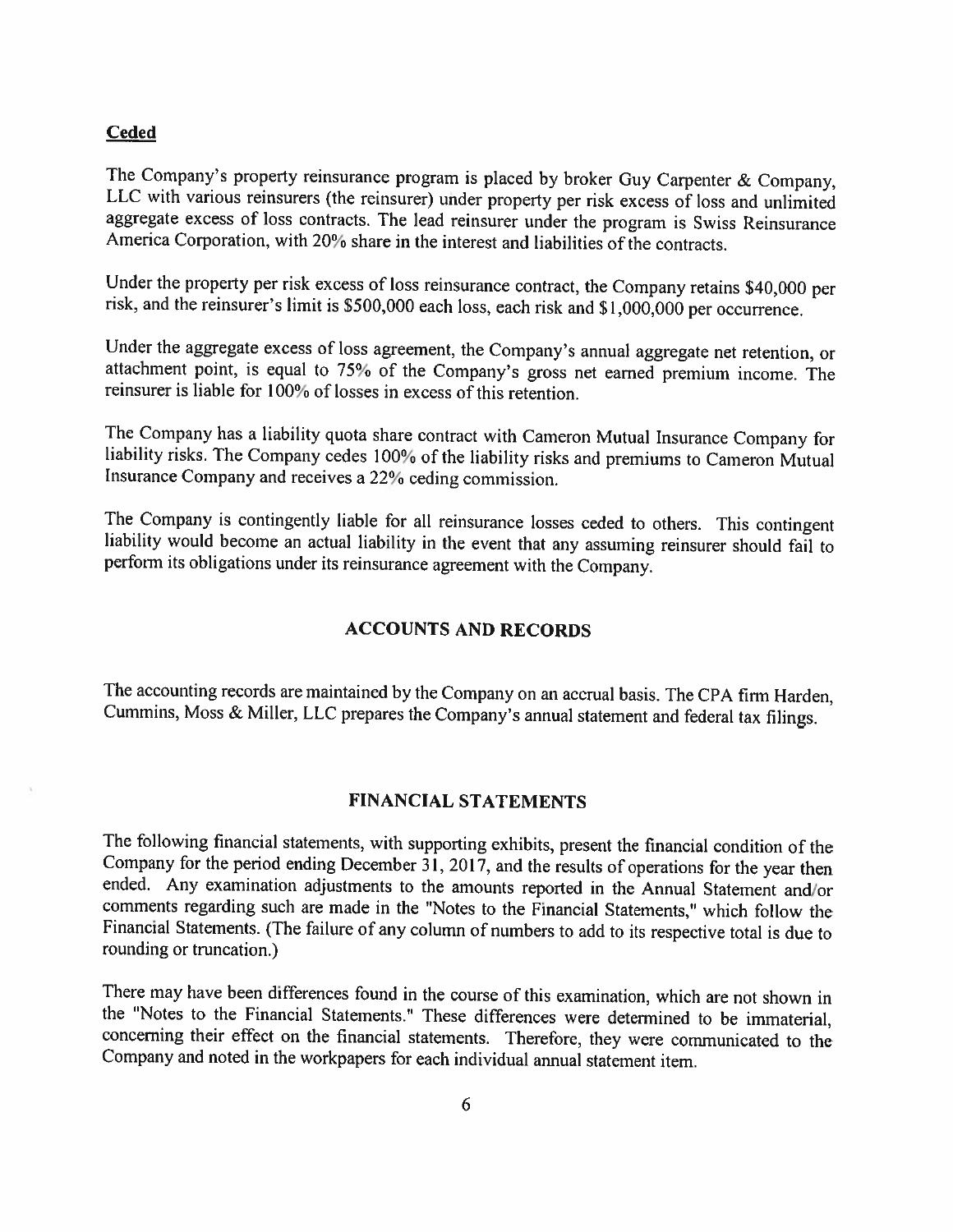**Ceded**

The Company's property reinsurance program is placed by broker Guy Carpenter & Company, LLC with various reinsurers (the reinsurer) under property per risk excess of loss and unlimited aggregate excess of loss contracts. The lead reinsurer under the program is Swiss Reinsurance America Corporation, with 20% share in the interest and liabilities of the contracts.

Under the property per risk excess of loss reinsurance contract, the Company retains $40,000 per risk, and the reinsurer's limit is $500,000 each loss, each risk and $1,000,000 per occurrence.

Under the aggregate excess of loss agreement, the Company's annual aggregate net retention, or attachment point, is equal to 75% of the Company's gross net earned premium income. The reinsurer is liable for 100% of losses in excess of this retention.

The Company has a liability quota share contract with Cameron Mutual Insurance Company for liability risks. The Company cedes 100% of the liability risks and premiums to Cameron Mutual Insurance Company and receives a 22% ceding commission.

The Company is contingently liable for all reinsurance losses ceded to others. This contingent liability would become an actual liability in the event that any assuming reinsurer should fail to perform its obligations under its reinsurance agreement with the Company.

## ACCOUNTS AND RECORDS

The accounting records are maintained by the Company on an accrual basis. The CPA firm Harden, Cummins, Moss & Miller, LLC prepares the Company's annual statement and federal tax filings.

## FINANCIAL STATEMENTS

The following financial statements, with supporting exhibits, present the financial condition of the Company for the period ending December 31, 2017, and the results of operations for the year then ended. Any examination adjustments to the amounts reported in the Annual Statement and/or comments regarding such are made in the "Notes to the Financial Statements," which follow the Financial Statements. (The failure of any column of numbers to add to its respective total is due to rounding or truncation.)

There may have been differences found in the course of this examination, which are not shown in the "Notes to the Financial Statements." These differences were determined to be immaterial, concerning their effect on the financial statements. Therefore, they were communicated to the Company and noted in the workpapers for each individual annual statement item.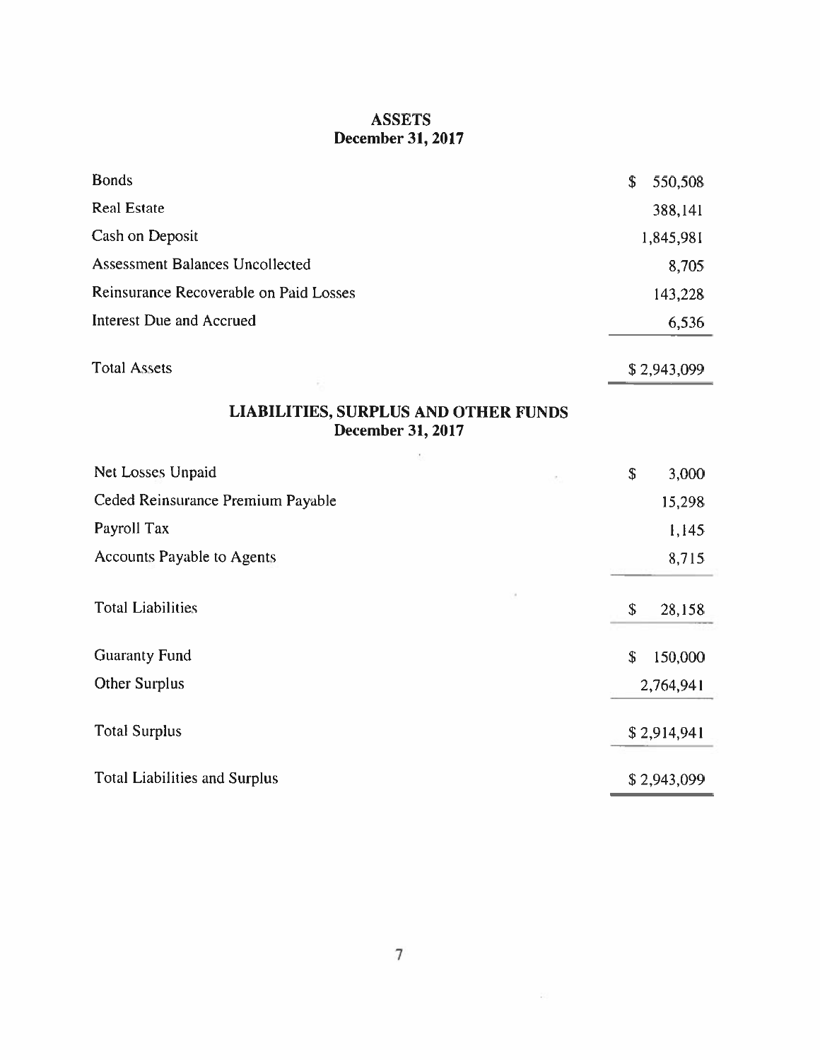## ASSETS
### December 31, 2017

| | |
|---|---|
| Bonds | $ 550,508 |
| Real Estate | 388,141 |
| Cash on Deposit | 1,845,981 |
| Assessment Balances Uncollected | 8,705 |
| Reinsurance Recoverable on Paid Losses | 143,228 |
| Interest Due and Accrued | 6,536 |
| Total Assets | $ 2,943,099 |

## LIABILITIES, SURPLUS AND OTHER FUNDS
### December 31, 2017

| | |
|---|---|
| Net Losses Unpaid | $ 3,000 |
| Ceded Reinsurance Premium Payable | 15,298 |
| Payroll Tax | 1,145 |
| Accounts Payable to Agents | 8,715 |
| Total Liabilities | $ 28,158 |
| Guaranty Fund | $ 150,000 |
| Other Surplus | 2,764,941 |
| Total Surplus | $ 2,914,941 |
| Total Liabilities and Surplus | $ 2,943,099 |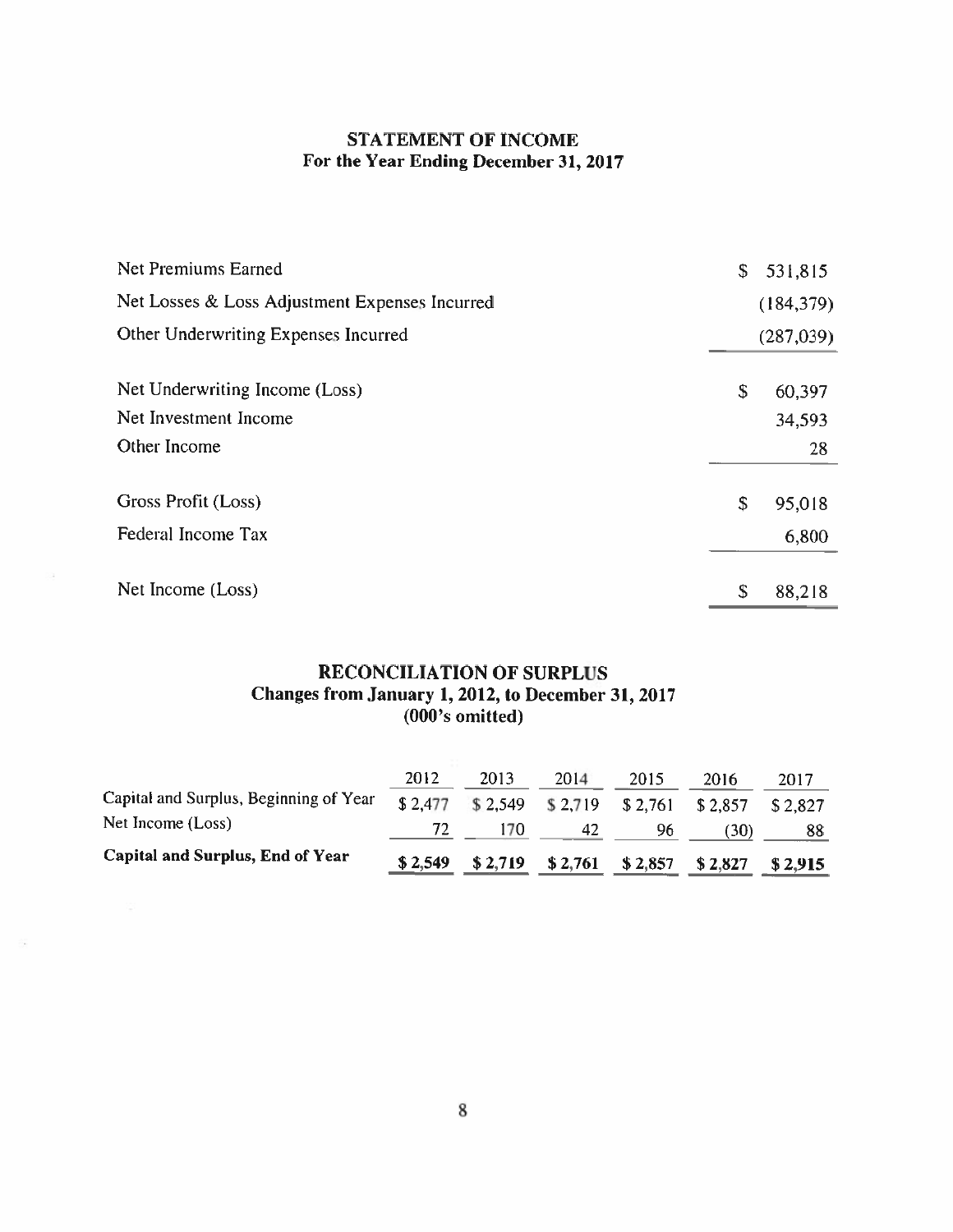## STATEMENT OF INCOME
### For the Year Ending December 31, 2017

| | |
|---|---|
| Net Premiums Earned | $ 531,815 |
| Net Losses & Loss Adjustment Expenses Incurred | (184,379) |
| Other Underwriting Expenses Incurred | (287,039) |
| Net Underwriting Income (Loss) | $ 60,397 |
| Net Investment Income | 34,593 |
| Other Income | 28 |
| Gross Profit (Loss) | $ 95,018 |
| Federal Income Tax | 6,800 |
| Net Income (Loss) | $ 88,218 |

## RECONCILIATION OF SURPLUS
### Changes from January 1, 2012, to December 31, 2017
### (000's omitted)

| | 2012 | 2013 | 2014 | 2015 | 2016 | 2017 |
|---|---|---|---|---|---|---|
| Capital and Surplus, Beginning of Year | $ 2,477 | $ 2,549 | $ 2,719 | $ 2,761 | $ 2,857 | $ 2,827 |
| Net Income (Loss) | 72 | 170 | 42 | 96 | (30) | 88 |
| **Capital and Surplus, End of Year** | **$ 2,549** | **$ 2,719** | **$ 2,761** | **$ 2,857** | **$ 2,827** | **$ 2,915** |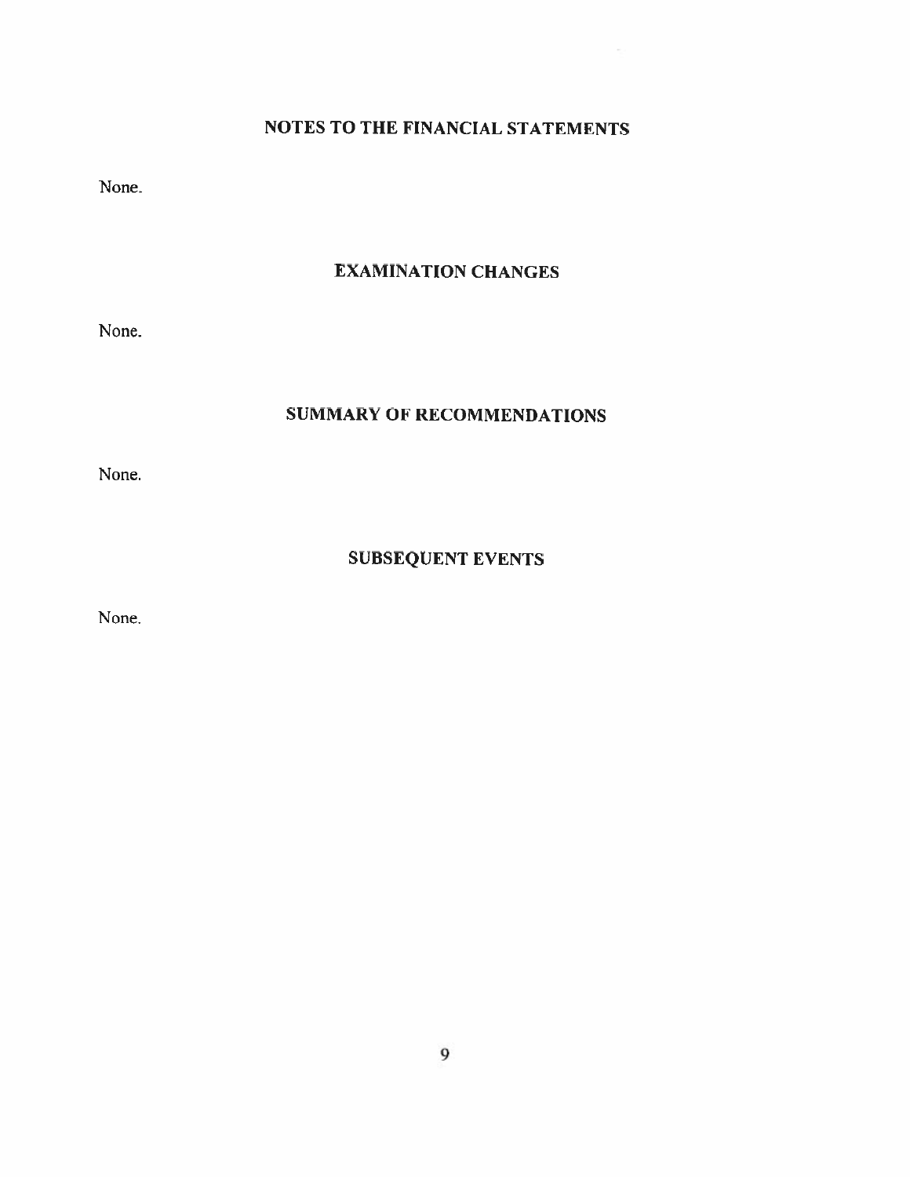## NOTES TO THE FINANCIAL STATEMENTS

None.

## EXAMINATION CHANGES

None.

## SUMMARY OF RECOMMENDATIONS

None.

## SUBSEQUENT EVENTS

None.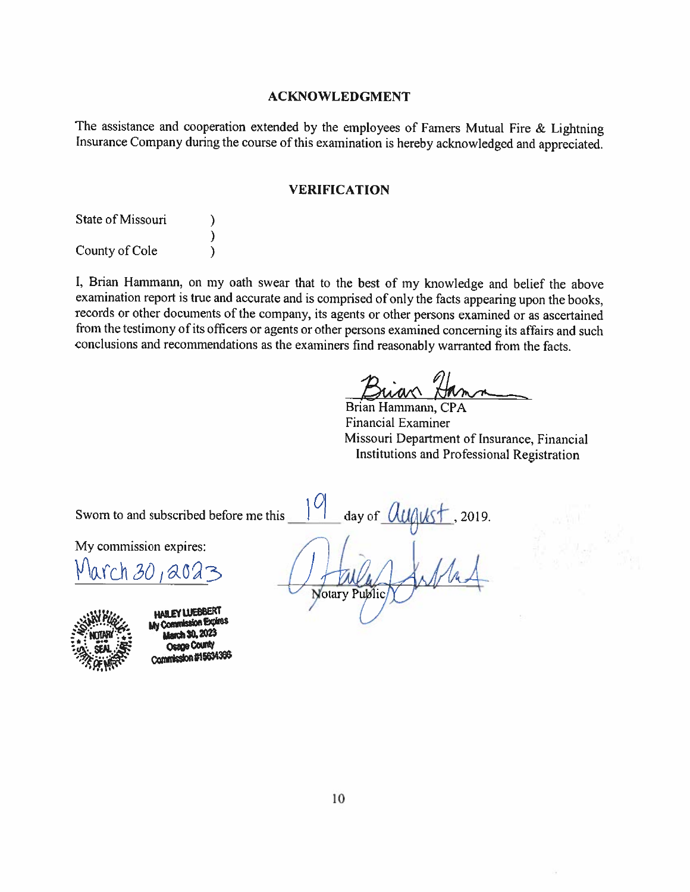## ACKNOWLEDGMENT

The assistance and cooperation extended by the employees of Famers Mutual Fire & Lightning Insurance Company during the course of this examination is hereby acknowledged and appreciated.

## VERIFICATION

State of Missouri )
)
County of Cole )

I, Brian Hammann, on my oath swear that to the best of my knowledge and belief the above examination report is true and accurate and is comprised of only the facts appearing upon the books, records or other documents of the company, its agents or other persons examined or as ascertained from the testimony of its officers or agents or other persons examined concerning its affairs and such conclusions and recommendations as the examiners find reasonably warranted from the facts.

Brian Hammann, CPA
Financial Examiner
Missouri Department of Insurance, Financial Institutions and Professional Registration

Sworn to and subscribed before me this 19 day of August, 2019.

My commission expires:

March 30, 2023

Notary Public

HAILEY LUEBBERT
My Commission Expires
March 30, 2023
Osage County
Commission #15634366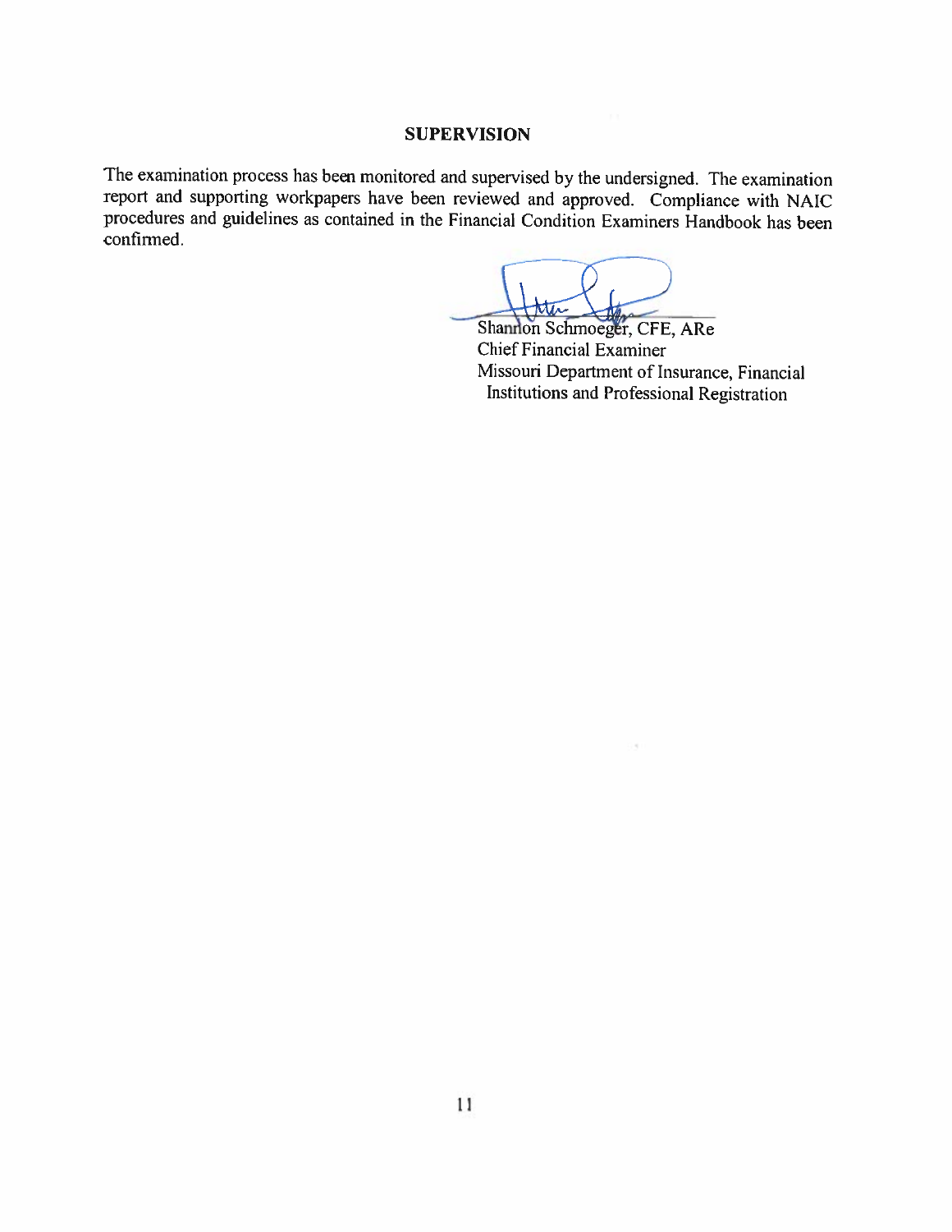## SUPERVISION

The examination process has been monitored and supervised by the undersigned. The examination report and supporting workpapers have been reviewed and approved. Compliance with NAIC procedures and guidelines as contained in the Financial Condition Examiners Handbook has been confirmed.

Shannon Schmoeger, CFE, ARe
Chief Financial Examiner
Missouri Department of Insurance, Financial Institutions and Professional Registration